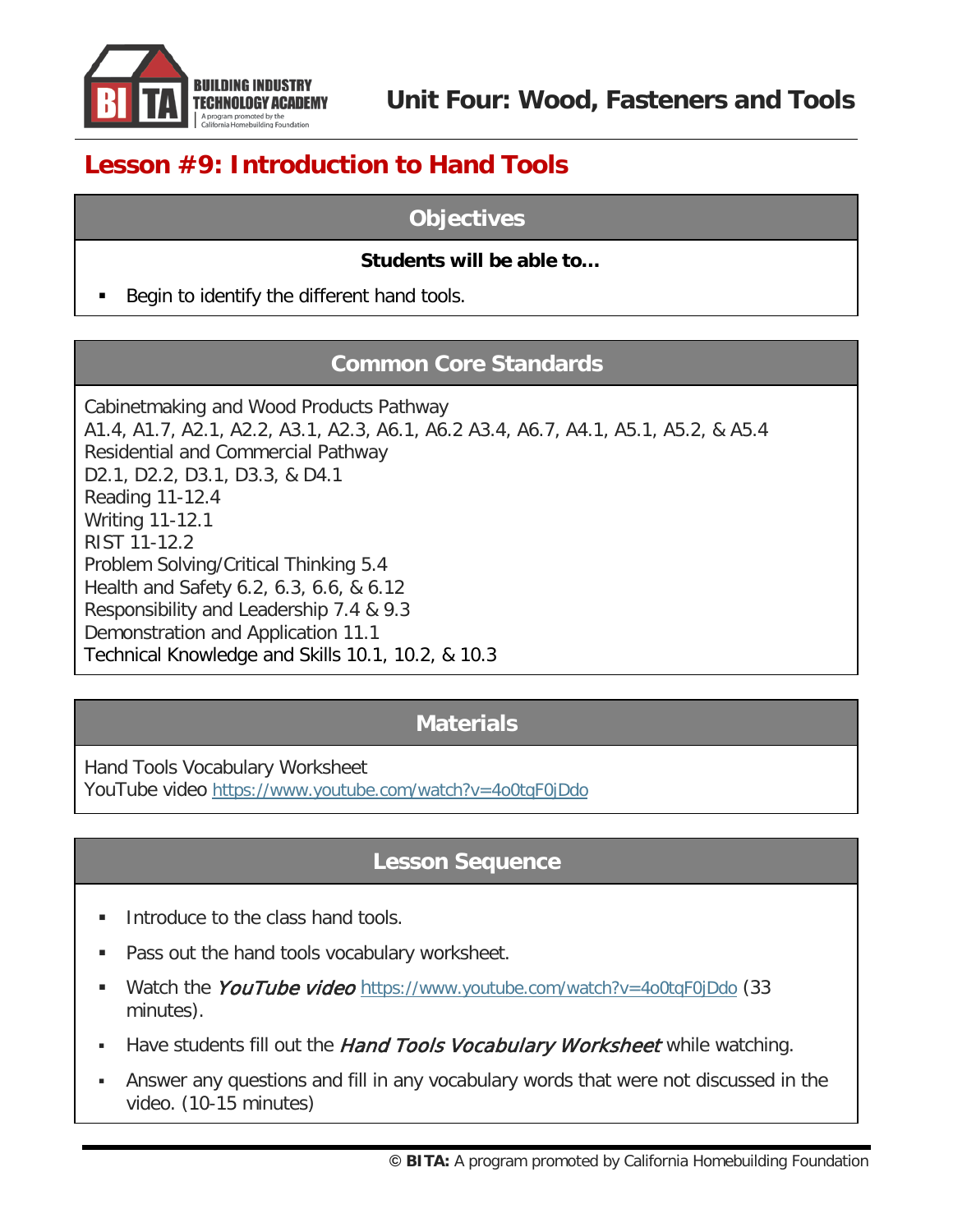# Unit Four: Wood, Fasteners and Tools

## Lesson #9: Introduction to Hand Tools

### Objectives

**Students will be able to…**

- Begin to identify the different hand tools.

### Common Core Standards

Cabinetmaking and Wood Products Pathway
A1.4, A1.7, A2.1, A2.2, A3.1, A2.3, A6.1, A6.2 A3.4, A6.7, A4.1, A5.1, A5.2, & A5.4
Residential and Commercial Pathway
D2.1, D2.2, D3.1, D3.3, & D4.1
Reading 11-12.4
Writing 11-12.1
RIST 11-12.2
Problem Solving/Critical Thinking 5.4
Health and Safety 6.2, 6.3, 6.6, & 6.12
Responsibility and Leadership 7.4 & 9.3
Demonstration and Application 11.1
Technical Knowledge and Skills 10.1, 10.2, & 10.3

### Materials

Hand Tools Vocabulary Worksheet
YouTube video https://www.youtube.com/watch?v=4o0tqF0jDdo

### Lesson Sequence

- Introduce to the class hand tools.
- Pass out the hand tools vocabulary worksheet.
- Watch the *YouTube video* https://www.youtube.com/watch?v=4o0tqF0jDdo (33 minutes).
- Have students fill out the *Hand Tools Vocabulary Worksheet* while watching.
- Answer any questions and fill in any vocabulary words that were not discussed in the video. (10-15 minutes)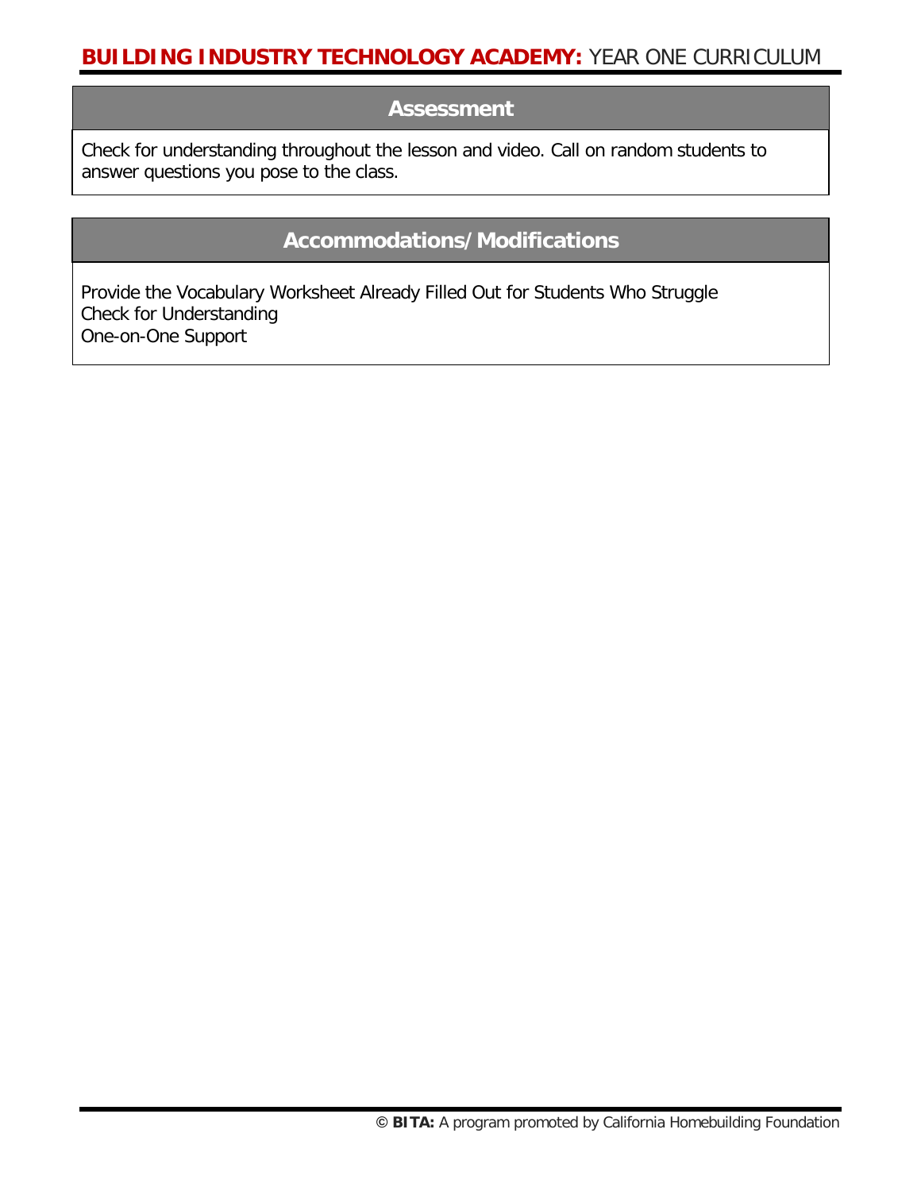## Assessment

Check for understanding throughout the lesson and video. Call on random students to answer questions you pose to the class.

## Accommodations/Modifications

Provide the Vocabulary Worksheet Already Filled Out for Students Who Struggle
Check for Understanding
One-on-One Support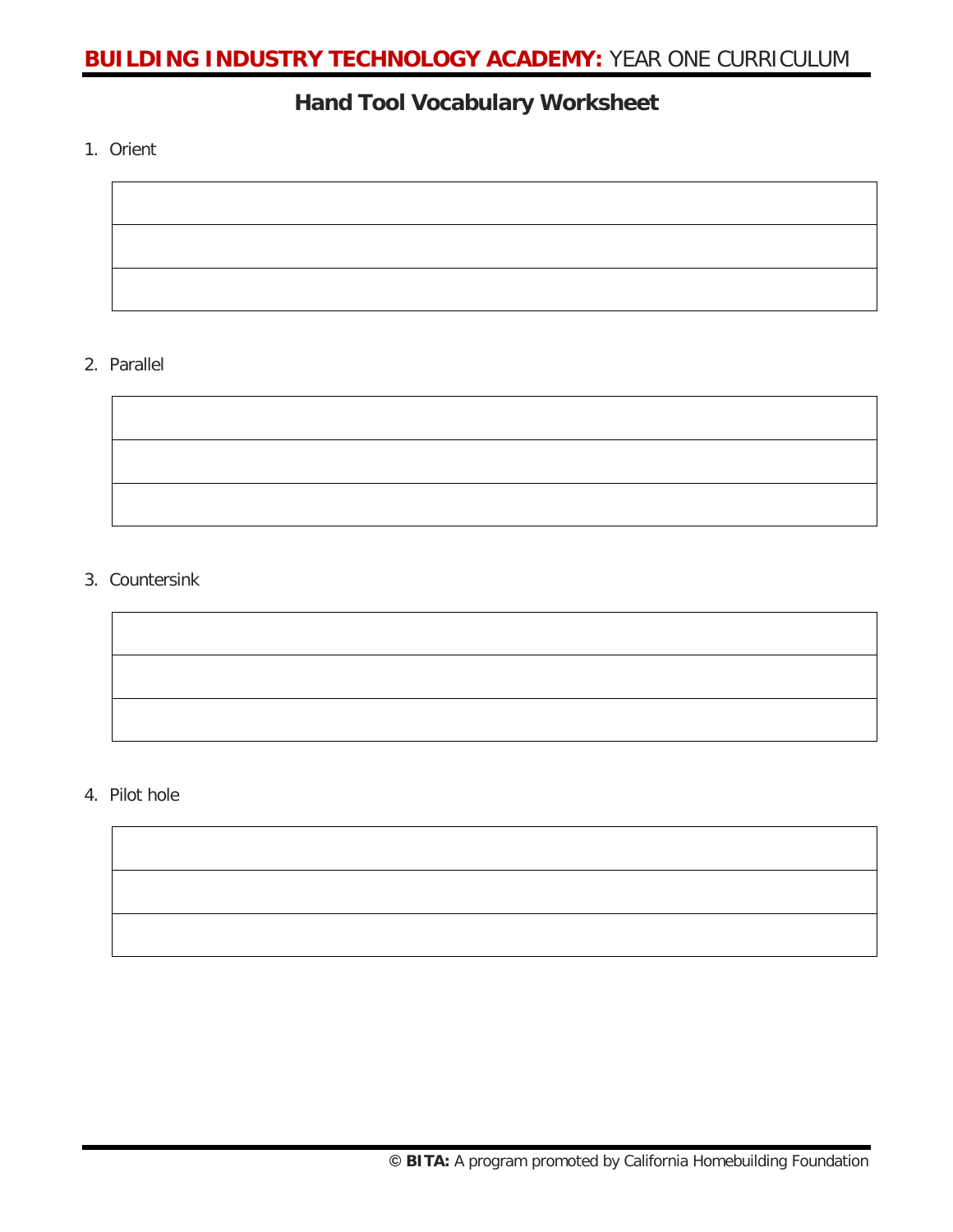## Hand Tool Vocabulary Worksheet

1. Orient

| |
|---|
| |
| |

2. Parallel

| |
|---|
| |
| |

3. Countersink

| |
|---|
| |
| |

4. Pilot hole

| |
|---|
| |
| |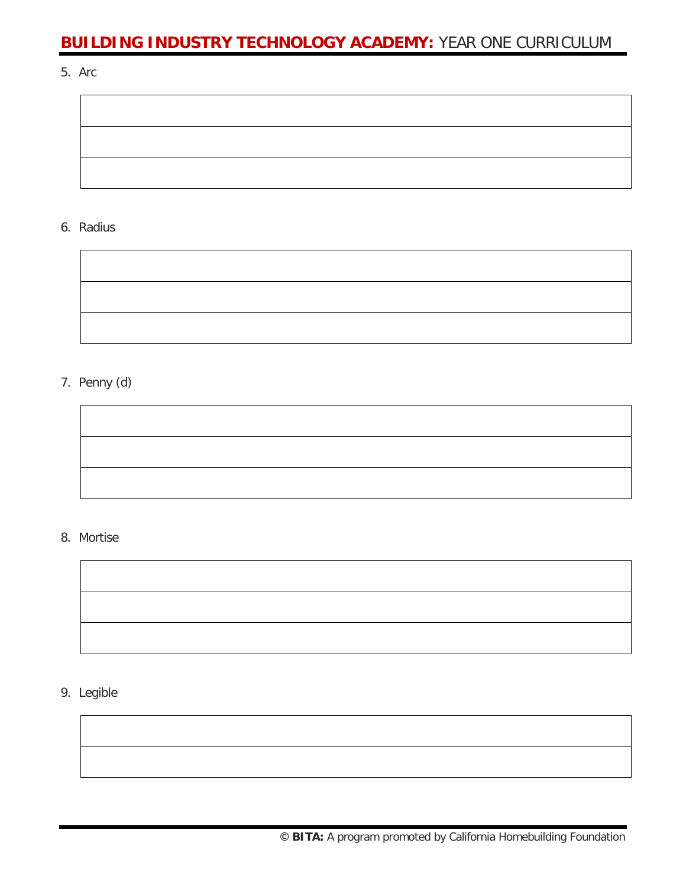5. Arc

| |
|---|
| |
| |

6. Radius

| |
|---|
| |
| |

7. Penny (d)

| |
|---|
| |
| |

8. Mortise

| |
|---|
| |
| |

9. Legible

| |
|---|
| |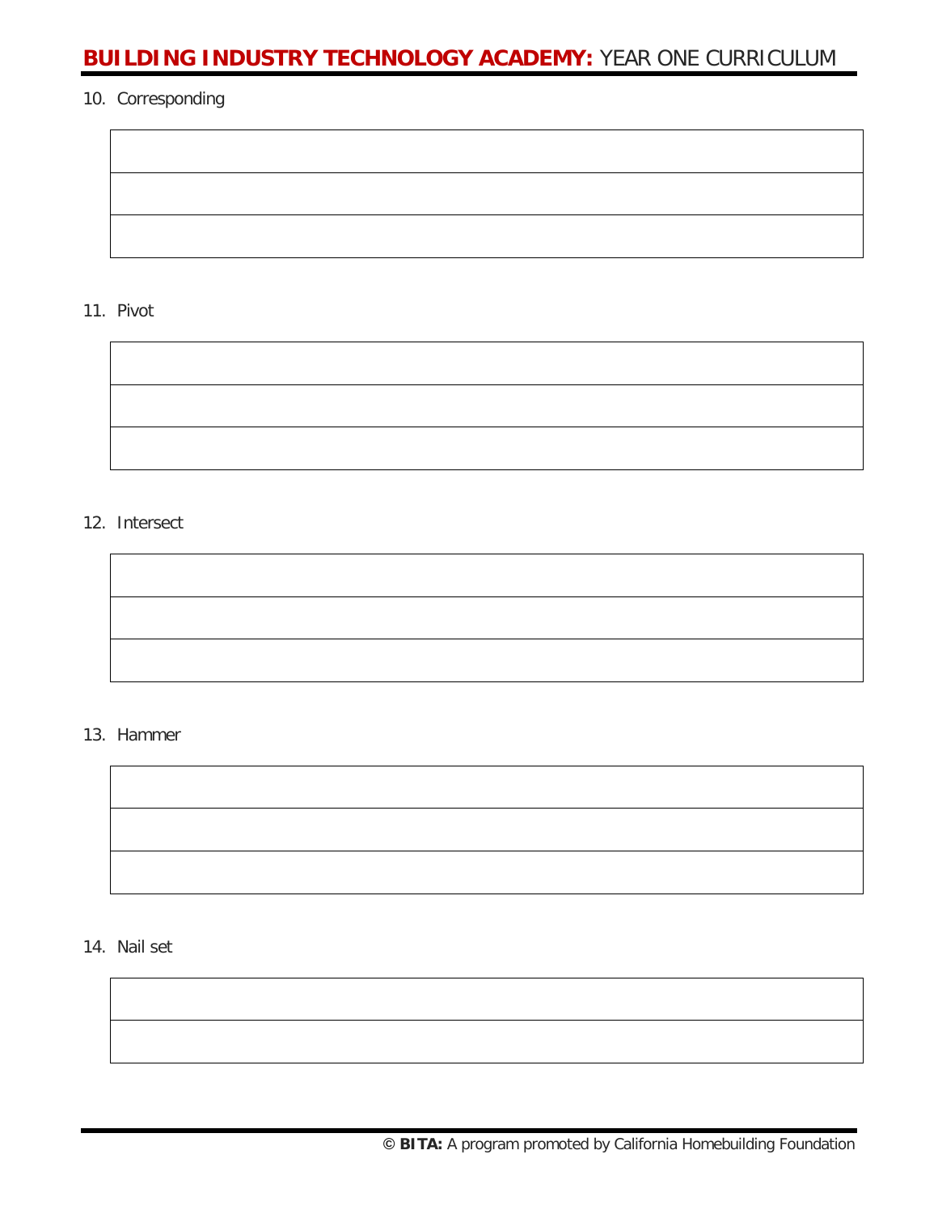10. Corresponding

| |
|---|
| |
| |

11. Pivot

| |
|---|
| |
| |

12. Intersect

| |
|---|
| |
| |

13. Hammer

| |
|---|
| |
| |

14. Nail set

| |
|---|
| |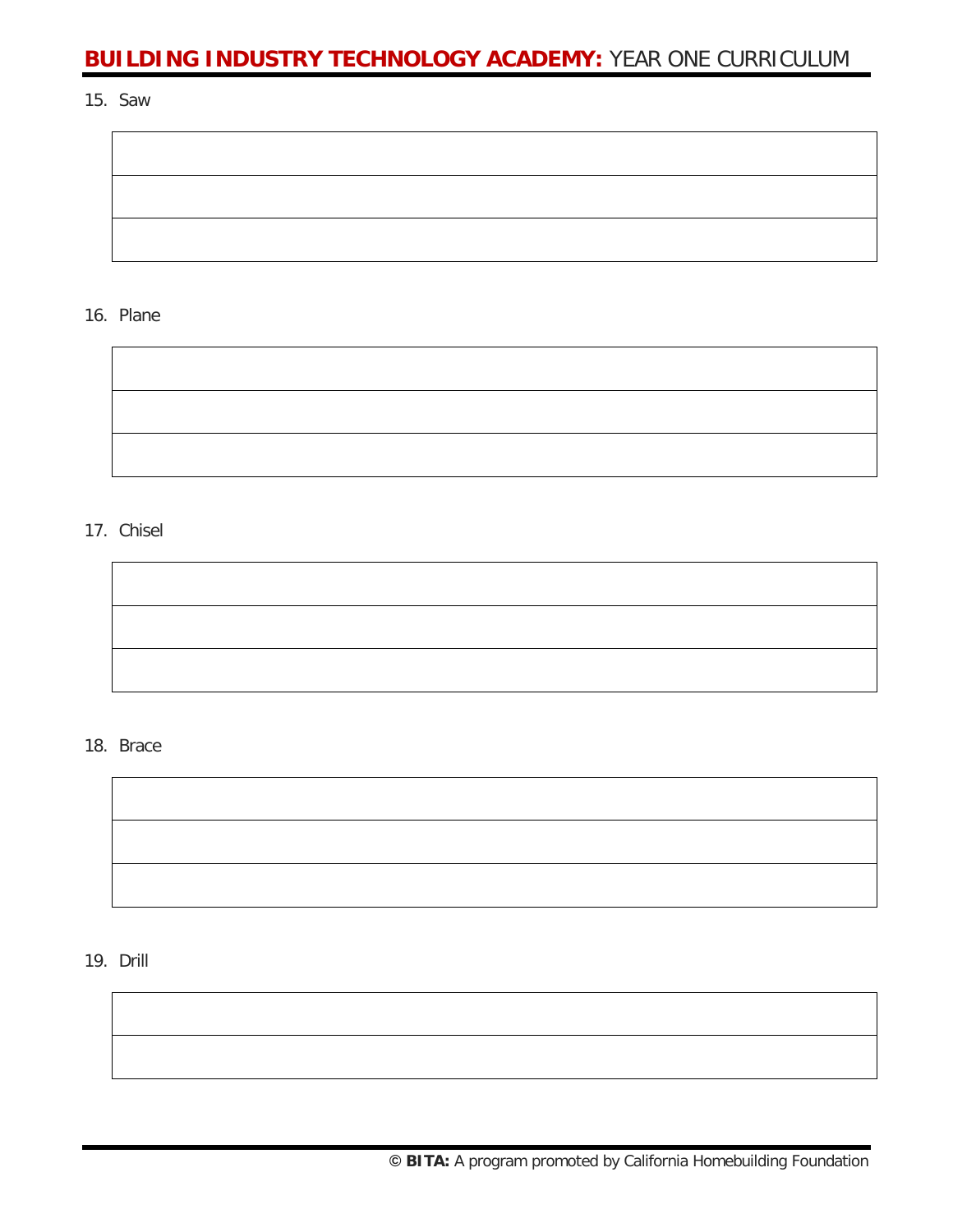15. Saw

| |
|---|
| |
| |
| |

16. Plane

| |
|---|
| |
| |
| |

17. Chisel

| |
|---|
| |
| |
| |

18. Brace

| |
|---|
| |
| |
| |

19. Drill

| |
|---|
| |
| |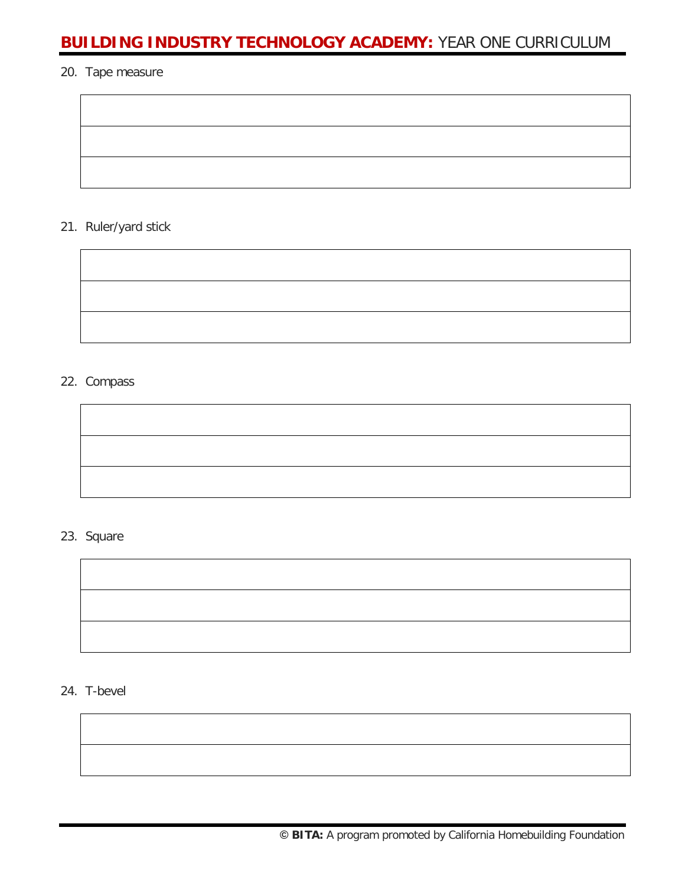20. Tape measure

| |
|---|
| |
| |

21. Ruler/yard stick

| |
|---|
| |
| |

22. Compass

| |
|---|
| |
| |

23. Square

| |
|---|
| |
| |

24. T-bevel

| |
|---|
| |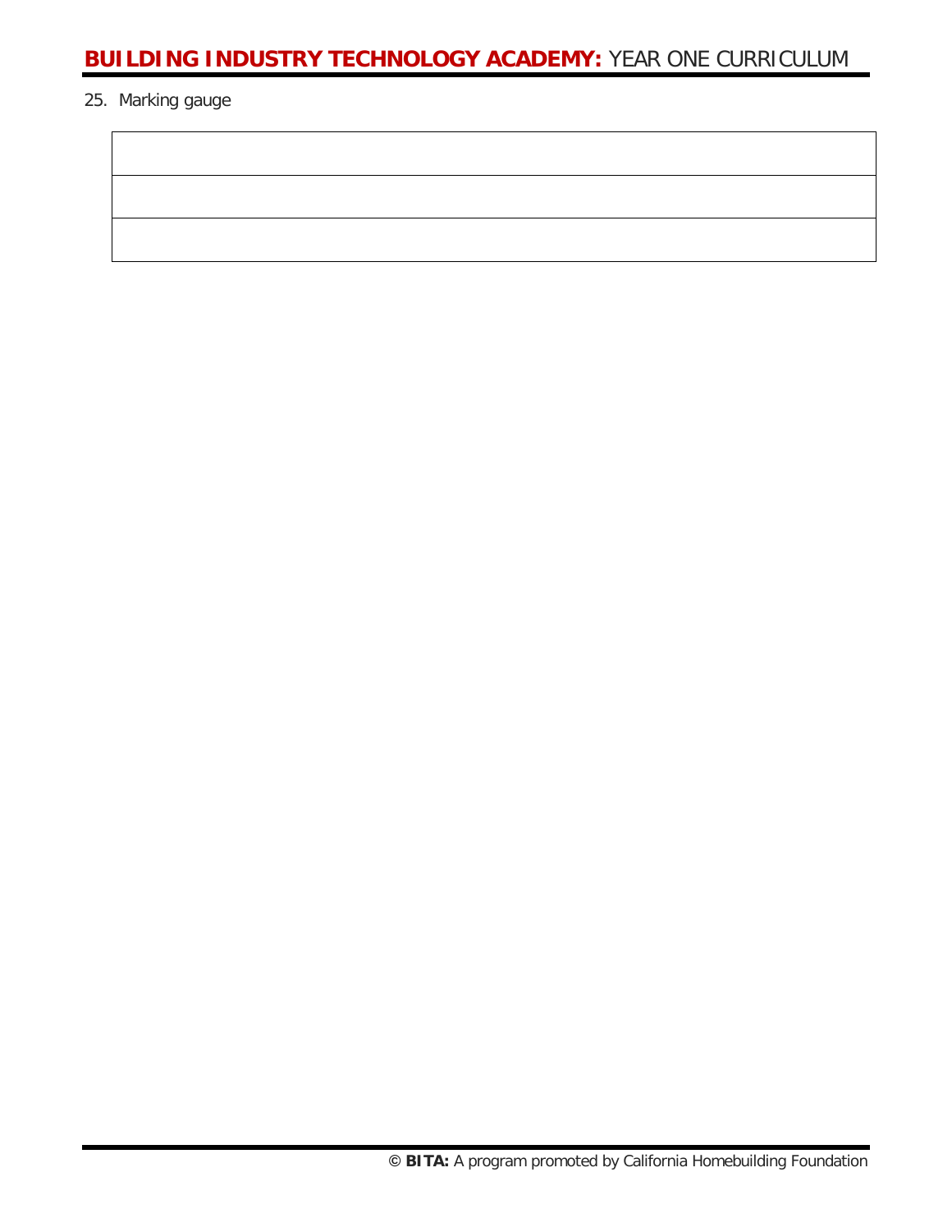25. Marking gauge

| |
|---|
| |
| |